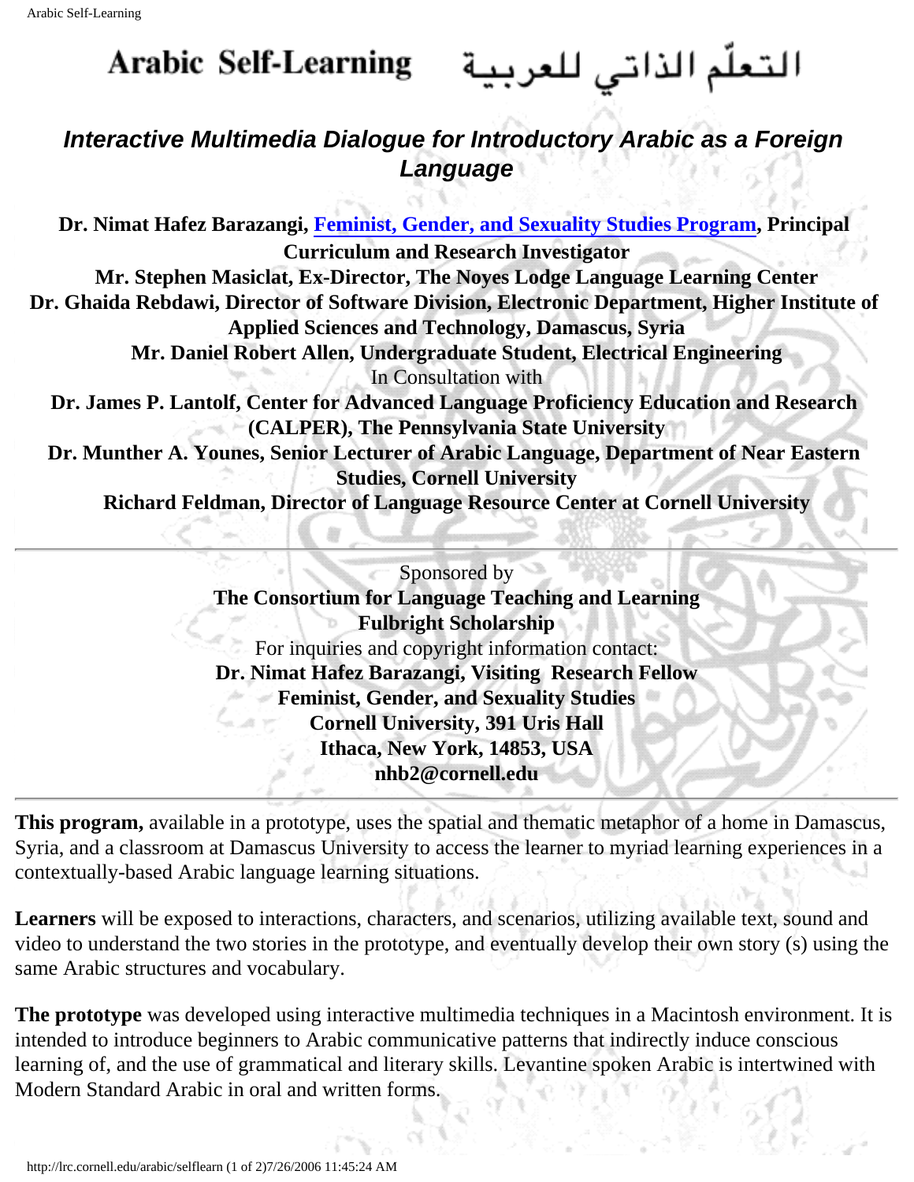# Arabic Self-Learning التعلّم الذاتي للعربية

## *Interactive Multimedia Dialogue for Introductory Arabic as a Foreign Language*

**Dr. Nimat Hafez Barazangi, Feminist, Gender, and Sexuality Studies Program, Principal Curriculum and Research Investigator**
**Mr. Stephen Masiclat, Ex-Director, The Noyes Lodge Language Learning Center**
**Dr. Ghaida Rebdawi, Director of Software Division, Electronic Department, Higher Institute of Applied Sciences and Technology, Damascus, Syria**
**Mr. Daniel Robert Allen, Undergraduate Student, Electrical Engineering**
In Consultation with
**Dr. James P. Lantolf, Center for Advanced Language Proficiency Education and Research (CALPER), The Pennsylvania State University**
**Dr. Munther A. Younes, Senior Lecturer of Arabic Language, Department of Near Eastern Studies, Cornell University**
**Richard Feldman, Director of Language Resource Center at Cornell University**

---

Sponsored by
**The Consortium for Language Teaching and Learning**
**Fulbright Scholarship**
For inquiries and copyright information contact:
**Dr. Nimat Hafez Barazangi, Visiting Research Fellow**
**Feminist, Gender, and Sexuality Studies**
**Cornell University, 391 Uris Hall**
**Ithaca, New York, 14853, USA**
**nhb2@cornell.edu**

---

**This program,** available in a prototype, uses the spatial and thematic metaphor of a home in Damascus, Syria, and a classroom at Damascus University to access the learner to myriad learning experiences in a contextually-based Arabic language learning situations.

**Learners** will be exposed to interactions, characters, and scenarios, utilizing available text, sound and video to understand the two stories in the prototype, and eventually develop their own story (s) using the same Arabic structures and vocabulary.

**The prototype** was developed using interactive multimedia techniques in a Macintosh environment. It is intended to introduce beginners to Arabic communicative patterns that indirectly induce conscious learning of, and the use of grammatical and literary skills. Levantine spoken Arabic is intertwined with Modern Standard Arabic in oral and written forms.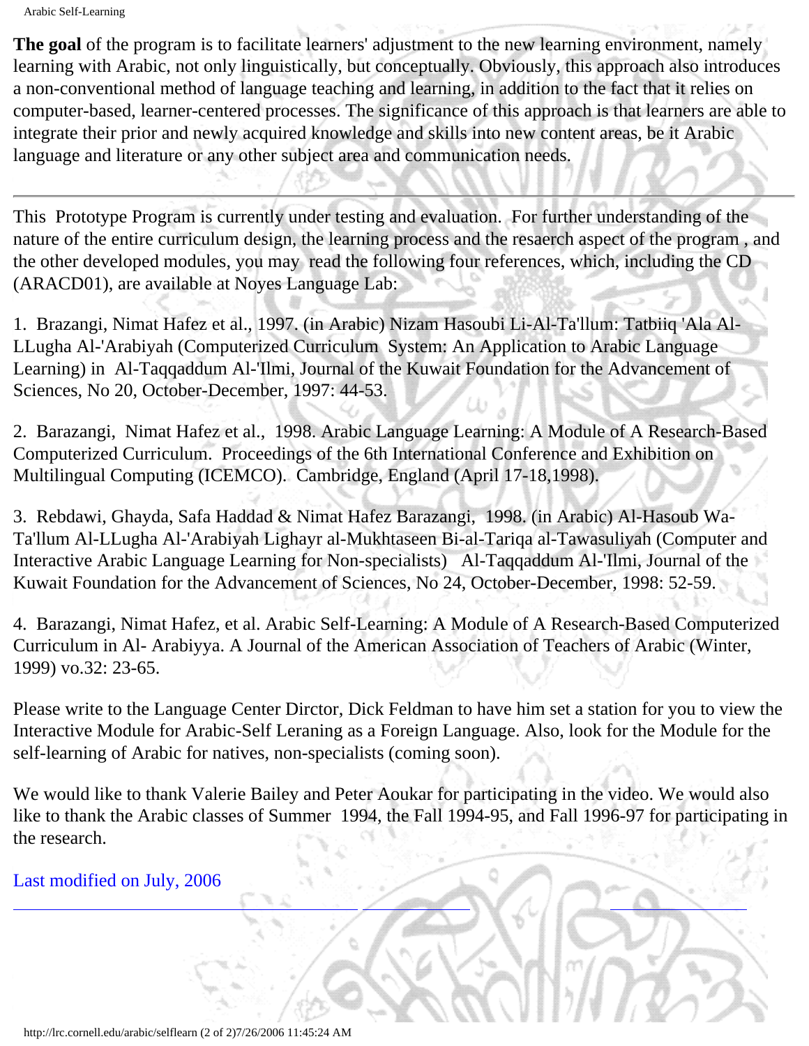**The goal** of the program is to facilitate learners' adjustment to the new learning environment, namely learning with Arabic, not only linguistically, but conceptually. Obviously, this approach also introduces a non-conventional method of language teaching and learning, in addition to the fact that it relies on computer-based, learner-centered processes. The significance of this approach is that learners are able to integrate their prior and newly acquired knowledge and skills into new content areas, be it Arabic language and literature or any other subject area and communication needs.

---

This Prototype Program is currently under testing and evaluation. For further understanding of the nature of the entire curriculum design, the learning process and the resaerch aspect of the program , and the other developed modules, you may read the following four references, which, including the CD (ARACD01), are available at Noyes Language Lab:

1. Brazangi, Nimat Hafez et al., 1997. (in Arabic) Nizam Hasoubi Li-Al-Ta'llum: Tatbiiq 'Ala Al-LLugha Al-'Arabiyah (Computerized Curriculum System: An Application to Arabic Language Learning) in Al-Taqqaddum Al-'Ilmi, Journal of the Kuwait Foundation for the Advancement of Sciences, No 20, October-December, 1997: 44-53.

2. Barazangi, Nimat Hafez et al., 1998. Arabic Language Learning: A Module of A Research-Based Computerized Curriculum. Proceedings of the 6th International Conference and Exhibition on Multilingual Computing (ICEMCO). Cambridge, England (April 17-18,1998).

3. Rebdawi, Ghayda, Safa Haddad & Nimat Hafez Barazangi, 1998. (in Arabic) Al-Hasoub Wa-Ta'llum Al-LLugha Al-'Arabiyah Lighayr al-Mukhtaseen Bi-al-Tariqa al-Tawasuliyah (Computer and Interactive Arabic Language Learning for Non-specialists) Al-Taqqaddum Al-'Ilmi, Journal of the Kuwait Foundation for the Advancement of Sciences, No 24, October-December, 1998: 52-59.

4. Barazangi, Nimat Hafez, et al. Arabic Self-Learning: A Module of A Research-Based Computerized Curriculum in Al- Arabiyya. A Journal of the American Association of Teachers of Arabic (Winter, 1999) vo.32: 23-65.

Please write to the Language Center Dirctor, Dick Feldman to have him set a station for you to view the Interactive Module for Arabic-Self Leraning as a Foreign Language. Also, look for the Module for the self-learning of Arabic for natives, non-specialists (coming soon).

We would like to thank Valerie Bailey and Peter Aoukar for participating in the video. We would also like to thank the Arabic classes of Summer 1994, the Fall 1994-95, and Fall 1996-97 for participating in the research.

Last modified on July, 2006